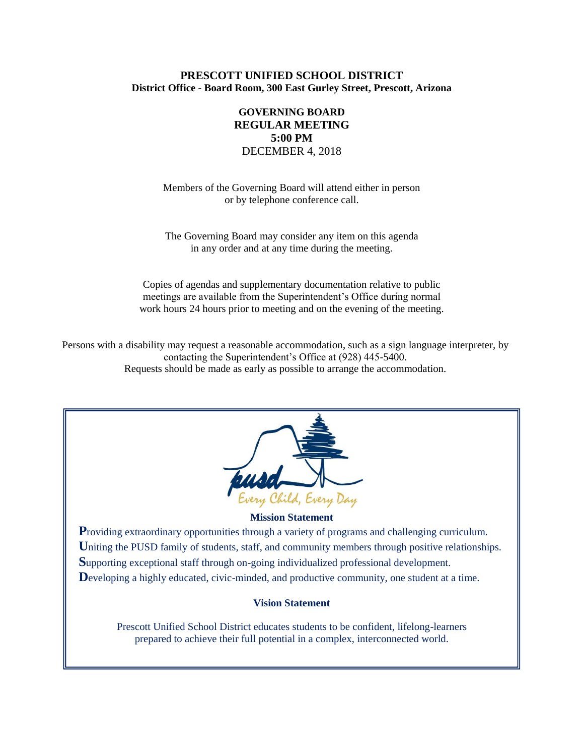**PRESCOTT UNIFIED SCHOOL DISTRICT**
**District Office - Board Room, 300 East Gurley Street, Prescott, Arizona**

**GOVERNING BOARD**
**REGULAR MEETING**
**5:00 PM**
DECEMBER 4, 2018

Members of the Governing Board will attend either in person or by telephone conference call.

The Governing Board may consider any item on this agenda in any order and at any time during the meeting.

Copies of agendas and supplementary documentation relative to public meetings are available from the Superintendent's Office during normal work hours 24 hours prior to meeting and on the evening of the meeting.

Persons with a disability may request a reasonable accommodation, such as a sign language interpreter, by contacting the Superintendent's Office at (928) 445-5400. Requests should be made as early as possible to arrange the accommodation.

pusd

Every Child, Every Day

**Mission Statement**

**P**roviding extraordinary opportunities through a variety of programs and challenging curriculum.
**U**niting the PUSD family of students, staff, and community members through positive relationships.
**S**upporting exceptional staff through on-going individualized professional development.
**D**eveloping a highly educated, civic-minded, and productive community, one student at a time.

**Vision Statement**

Prescott Unified School District educates students to be confident, lifelong-learners prepared to achieve their full potential in a complex, interconnected world.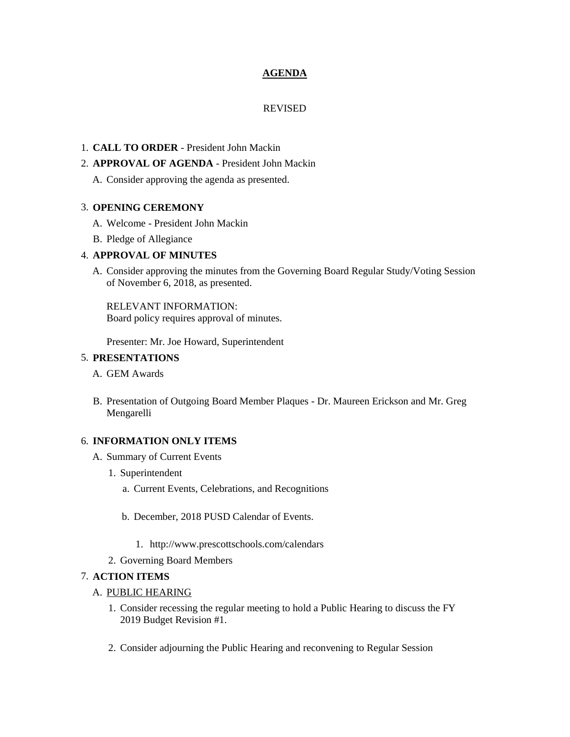**AGENDA**

REVISED

1. **CALL TO ORDER** - President John Mackin
2. **APPROVAL OF AGENDA** - President John Mackin
   A. Consider approving the agenda as presented.

3. **OPENING CEREMONY**
   A. Welcome - President John Mackin
   B. Pledge of Allegiance
4. **APPROVAL OF MINUTES**
   A. Consider approving the minutes from the Governing Board Regular Study/Voting Session of November 6, 2018, as presented.

   RELEVANT INFORMATION:
   Board policy requires approval of minutes.

   Presenter: Mr. Joe Howard, Superintendent
5. **PRESENTATIONS**
   A. GEM Awards

   B. Presentation of Outgoing Board Member Plaques - Dr. Maureen Erickson and Mr. Greg Mengarelli

6. **INFORMATION ONLY ITEMS**
   A. Summary of Current Events
      1. Superintendent
         a. Current Events, Celebrations, and Recognitions

         b. December, 2018 PUSD Calendar of Events.

            1. http://www.prescottschools.com/calendars
      2. Governing Board Members
7. **ACTION ITEMS**
   A. PUBLIC HEARING
      1. Consider recessing the regular meeting to hold a Public Hearing to discuss the FY 2019 Budget Revision #1.

      2. Consider adjourning the Public Hearing and reconvening to Regular Session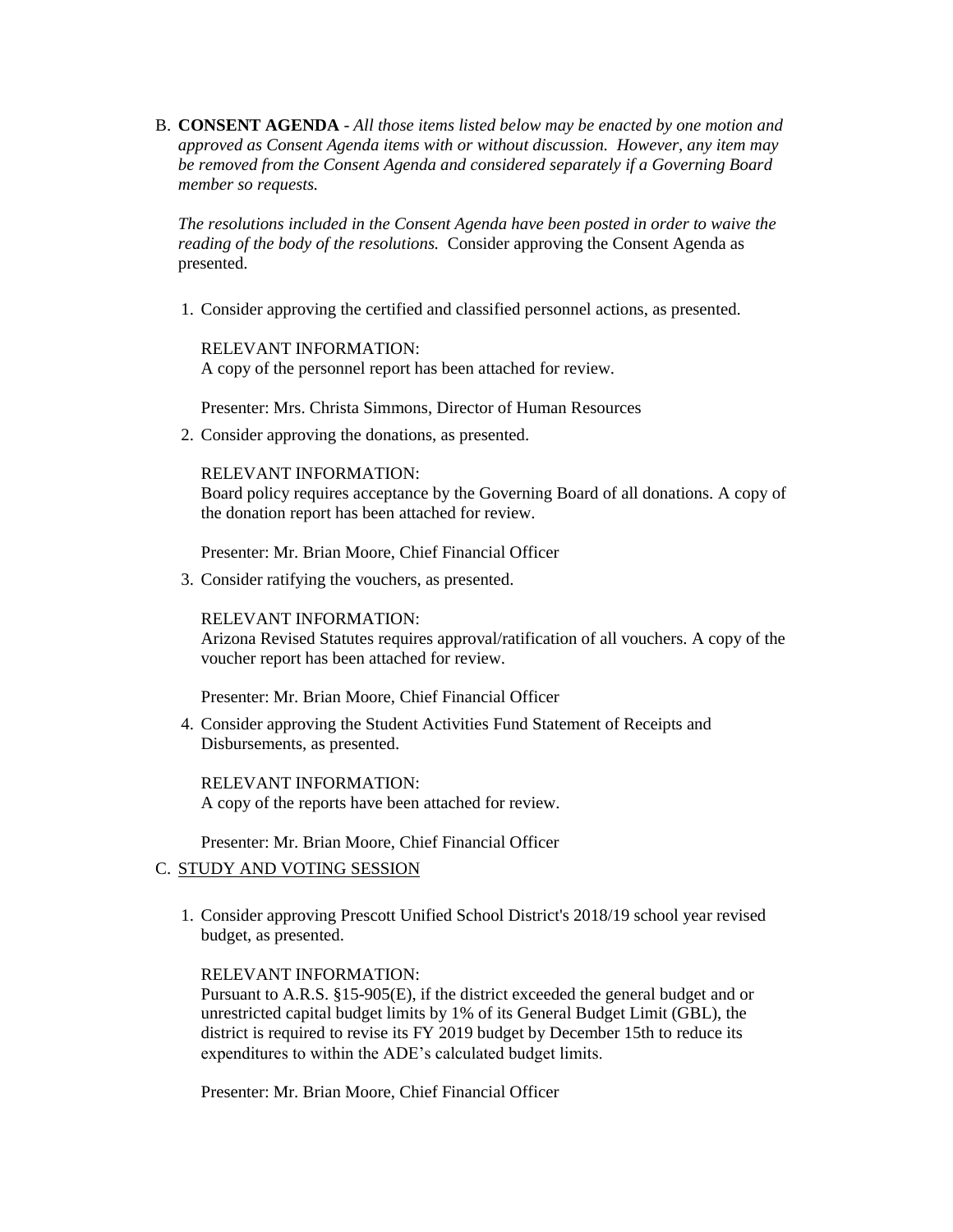B. **CONSENT AGENDA** - *All those items listed below may be enacted by one motion and approved as Consent Agenda items with or without discussion. However, any item may be removed from the Consent Agenda and considered separately if a Governing Board member so requests.*

   *The resolutions included in the Consent Agenda have been posted in order to waive the reading of the body of the resolutions.* Consider approving the Consent Agenda as presented.

   1. Consider approving the certified and classified personnel actions, as presented.

      RELEVANT INFORMATION:
      A copy of the personnel report has been attached for review.

      Presenter: Mrs. Christa Simmons, Director of Human Resources

   2. Consider approving the donations, as presented.

      RELEVANT INFORMATION:
      Board policy requires acceptance by the Governing Board of all donations. A copy of the donation report has been attached for review.

      Presenter: Mr. Brian Moore, Chief Financial Officer

   3. Consider ratifying the vouchers, as presented.

      RELEVANT INFORMATION:
      Arizona Revised Statutes requires approval/ratification of all vouchers. A copy of the voucher report has been attached for review.

      Presenter: Mr. Brian Moore, Chief Financial Officer

   4. Consider approving the Student Activities Fund Statement of Receipts and Disbursements, as presented.

      RELEVANT INFORMATION:
      A copy of the reports have been attached for review.

      Presenter: Mr. Brian Moore, Chief Financial Officer

C. STUDY AND VOTING SESSION

   1. Consider approving Prescott Unified School District's 2018/19 school year revised budget, as presented.

      RELEVANT INFORMATION:
      Pursuant to A.R.S. §15-905(E), if the district exceeded the general budget and or unrestricted capital budget limits by 1% of its General Budget Limit (GBL), the district is required to revise its FY 2019 budget by December 15th to reduce its expenditures to within the ADE's calculated budget limits.

      Presenter: Mr. Brian Moore, Chief Financial Officer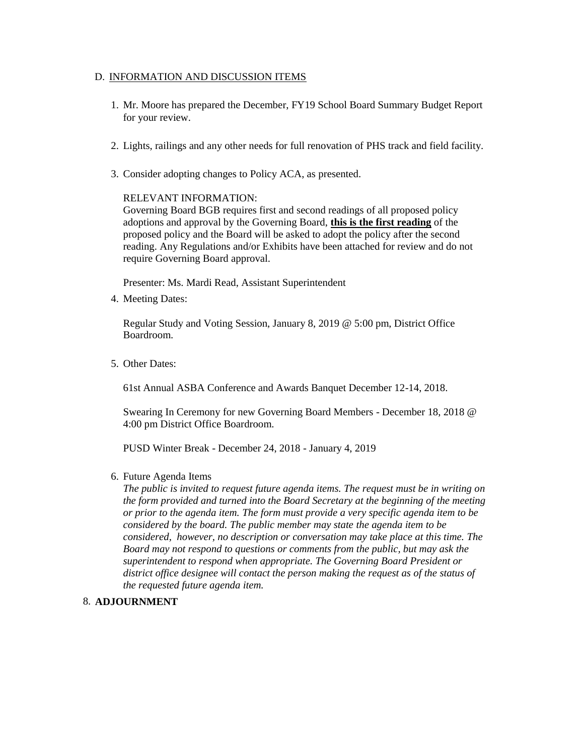D. INFORMATION AND DISCUSSION ITEMS

1. Mr. Moore has prepared the December, FY19 School Board Summary Budget Report for your review.

2. Lights, railings and any other needs for full renovation of PHS track and field facility.

3. Consider adopting changes to Policy ACA, as presented.

   RELEVANT INFORMATION:
   Governing Board BGB requires first and second readings of all proposed policy adoptions and approval by the Governing Board, **this is the first reading** of the proposed policy and the Board will be asked to adopt the policy after the second reading. Any Regulations and/or Exhibits have been attached for review and do not require Governing Board approval.

   Presenter: Ms. Mardi Read, Assistant Superintendent

4. Meeting Dates:

   Regular Study and Voting Session, January 8, 2019 @ 5:00 pm, District Office Boardroom.

5. Other Dates:

   61st Annual ASBA Conference and Awards Banquet December 12-14, 2018.

   Swearing In Ceremony for new Governing Board Members - December 18, 2018 @ 4:00 pm District Office Boardroom.

   PUSD Winter Break - December 24, 2018 - January 4, 2019

6. Future Agenda Items
   *The public is invited to request future agenda items. The request must be in writing on the form provided and turned into the Board Secretary at the beginning of the meeting or prior to the agenda item. The form must provide a very specific agenda item to be considered by the board. The public member may state the agenda item to be considered, however, no description or conversation may take place at this time. The Board may not respond to questions or comments from the public, but may ask the superintendent to respond when appropriate. The Governing Board President or district office designee will contact the person making the request as of the status of the requested future agenda item.*

8. **ADJOURNMENT**